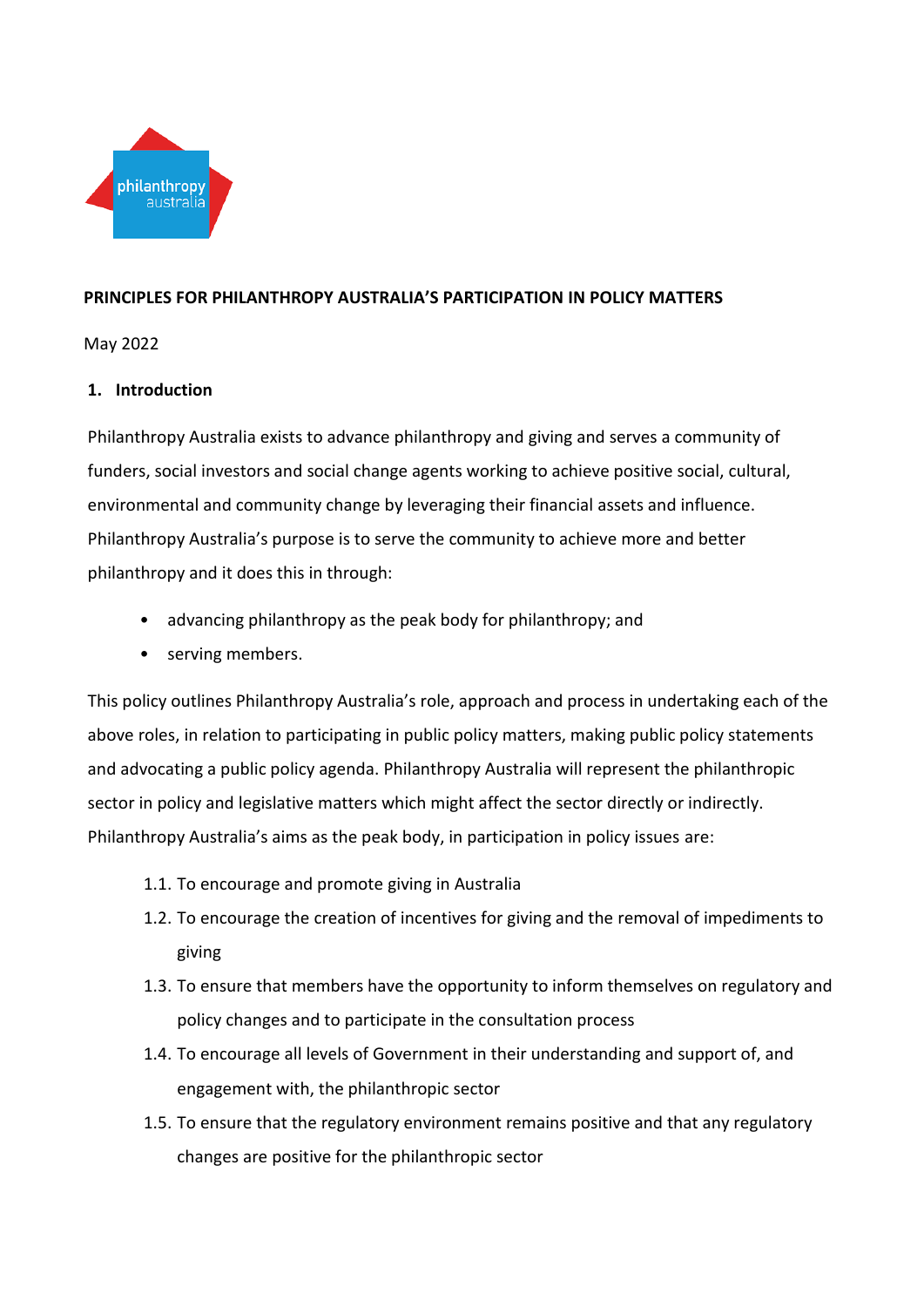**PRINCIPLES FOR PHILANTHROPY AUSTRALIA'S PARTICIPATION IN POLICY MATTERS**

May 2022

## 1. Introduction

Philanthropy Australia exists to advance philanthropy and giving and serves a community of funders, social investors and social change agents working to achieve positive social, cultural, environmental and community change by leveraging their financial assets and influence. Philanthropy Australia's purpose is to serve the community to achieve more and better philanthropy and it does this in through:

- advancing philanthropy as the peak body for philanthropy; and
- serving members.

This policy outlines Philanthropy Australia's role, approach and process in undertaking each of the above roles, in relation to participating in public policy matters, making public policy statements and advocating a public policy agenda. Philanthropy Australia will represent the philanthropic sector in policy and legislative matters which might affect the sector directly or indirectly. Philanthropy Australia's aims as the peak body, in participation in policy issues are:

1.1. To encourage and promote giving in Australia

1.2. To encourage the creation of incentives for giving and the removal of impediments to giving

1.3. To ensure that members have the opportunity to inform themselves on regulatory and policy changes and to participate in the consultation process

1.4. To encourage all levels of Government in their understanding and support of, and engagement with, the philanthropic sector

1.5. To ensure that the regulatory environment remains positive and that any regulatory changes are positive for the philanthropic sector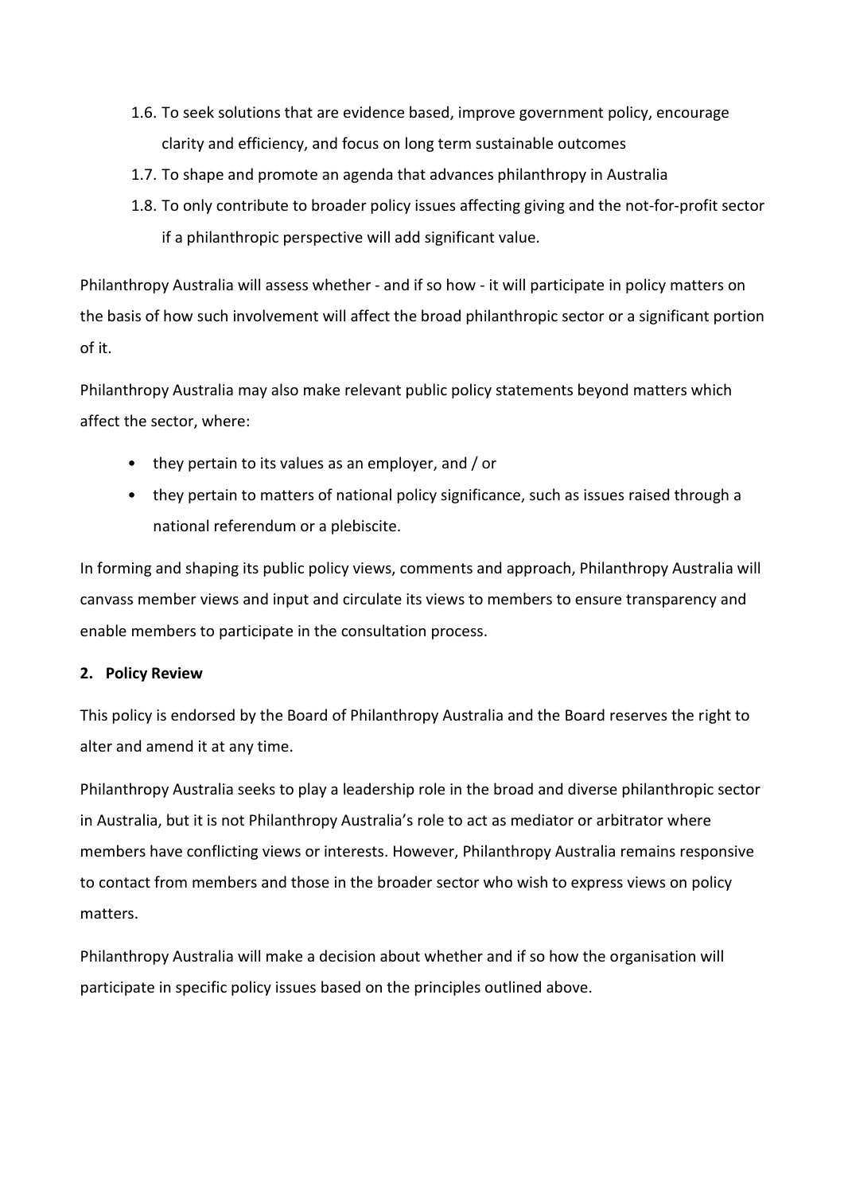1.6. To seek solutions that are evidence based, improve government policy, encourage clarity and efficiency, and focus on long term sustainable outcomes

1.7. To shape and promote an agenda that advances philanthropy in Australia

1.8. To only contribute to broader policy issues affecting giving and the not-for-profit sector if a philanthropic perspective will add significant value.

Philanthropy Australia will assess whether - and if so how - it will participate in policy matters on the basis of how such involvement will affect the broad philanthropic sector or a significant portion of it.

Philanthropy Australia may also make relevant public policy statements beyond matters which affect the sector, where:

- they pertain to its values as an employer, and / or
- they pertain to matters of national policy significance, such as issues raised through a national referendum or a plebiscite.

In forming and shaping its public policy views, comments and approach, Philanthropy Australia will canvass member views and input and circulate its views to members to ensure transparency and enable members to participate in the consultation process.

**2. Policy Review**

This policy is endorsed by the Board of Philanthropy Australia and the Board reserves the right to alter and amend it at any time.

Philanthropy Australia seeks to play a leadership role in the broad and diverse philanthropic sector in Australia, but it is not Philanthropy Australia's role to act as mediator or arbitrator where members have conflicting views or interests. However, Philanthropy Australia remains responsive to contact from members and those in the broader sector who wish to express views on policy matters.

Philanthropy Australia will make a decision about whether and if so how the organisation will participate in specific policy issues based on the principles outlined above.